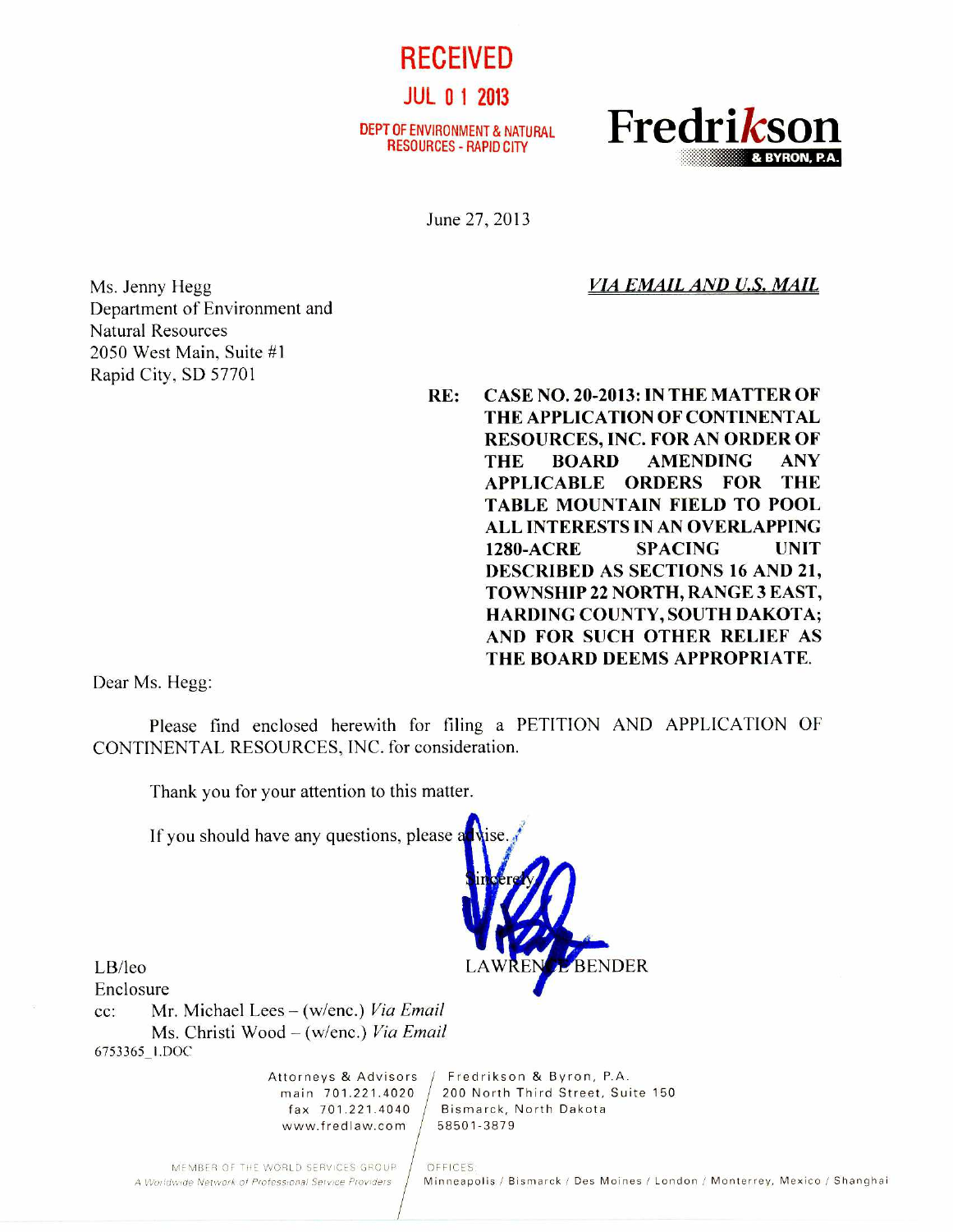**RECEIVED**

**JUL 0 1 2013**

**DEPT OF ENVIRONMENT & NATURAL RESOURCES - RAPID CITY**

**Fredrikson**
**& BYRON, P.A.**

June 27, 2013

Ms. Jenny Hegg
Department of Environment and
Natural Resources
2050 West Main, Suite #1
Rapid City, SD 57701

***VIA EMAIL AND U.S. MAIL***

**RE: CASE NO. 20-2013: IN THE MATTER OF THE APPLICATION OF CONTINENTAL RESOURCES, INC. FOR AN ORDER OF THE BOARD AMENDING ANY APPLICABLE ORDERS FOR THE TABLE MOUNTAIN FIELD TO POOL ALL INTERESTS IN AN OVERLAPPING 1280-ACRE SPACING UNIT DESCRIBED AS SECTIONS 16 AND 21, TOWNSHIP 22 NORTH, RANGE 3 EAST, HARDING COUNTY, SOUTH DAKOTA; AND FOR SUCH OTHER RELIEF AS THE BOARD DEEMS APPROPRIATE.**

Dear Ms. Hegg:

Please find enclosed herewith for filing a PETITION AND APPLICATION OF CONTINENTAL RESOURCES, INC. for consideration.

Thank you for your attention to this matter.

If you should have any questions, please advise.

Sincerely,

LAWRENCE BENDER

LB/leo
Enclosure
cc: Mr. Michael Lees – (w/enc.) *Via Email*
Ms. Christi Wood – (w/enc.) *Via Email*
6753365_1.DOC

Attorneys & Advisors
main 701.221.4020
fax 701.221.4040
www.fredlaw.com

Fredrikson & Byron, P.A.
200 North Third Street, Suite 150
Bismarck, North Dakota
58501-3879

MEMBER OF THE WORLD SERVICES GROUP
*A Worldwide Network of Professional Service Providers*

OFFICES:
Minneapolis / Bismarck / Des Moines / London / Monterrey, Mexico / Shanghai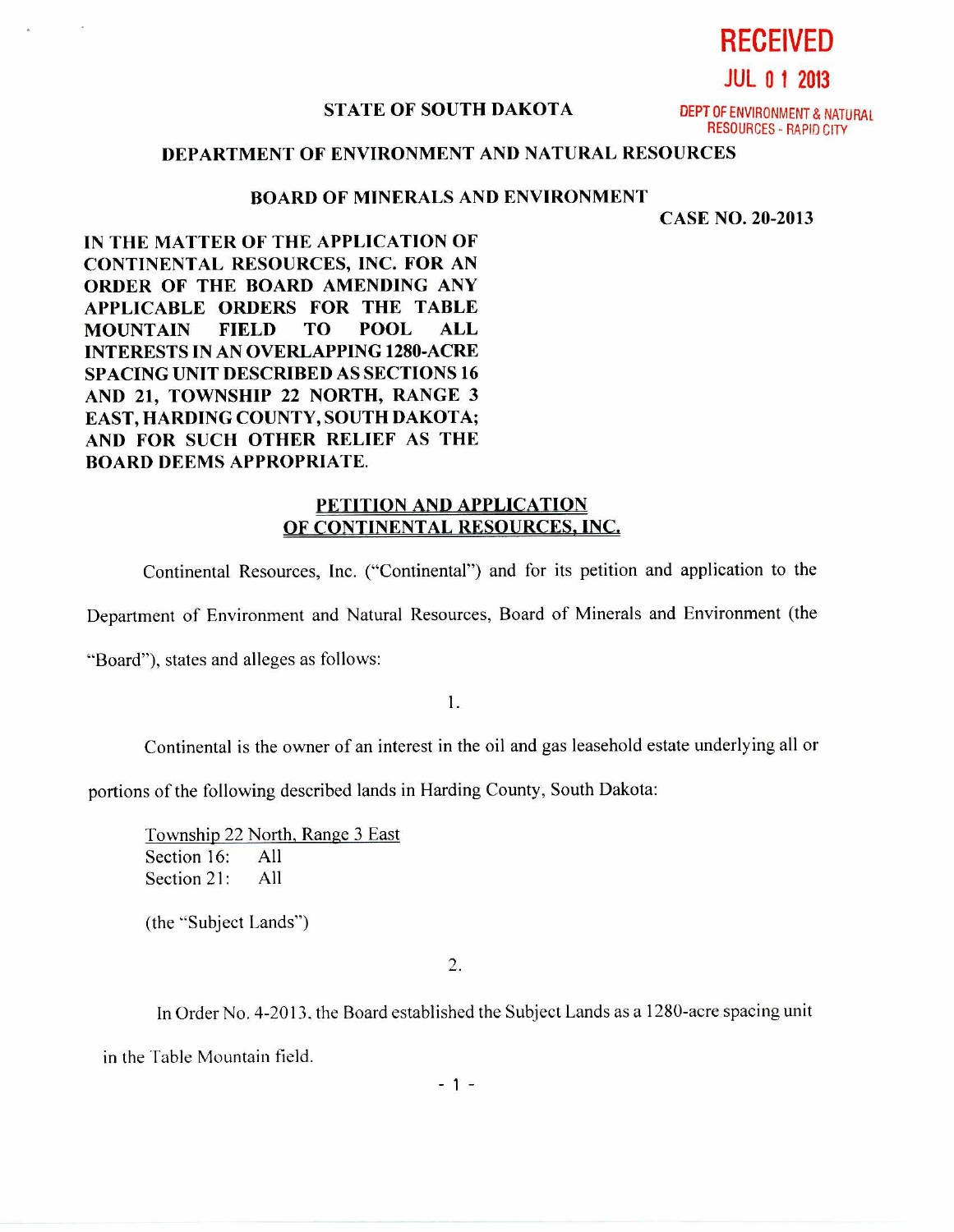RECEIVED

JUL 01 2013

DEPT OF ENVIRONMENT & NATURAL RESOURCES - RAPID CITY

**STATE OF SOUTH DAKOTA**

**DEPARTMENT OF ENVIRONMENT AND NATURAL RESOURCES**

**BOARD OF MINERALS AND ENVIRONMENT**

**CASE NO. 20-2013**

**IN THE MATTER OF THE APPLICATION OF CONTINENTAL RESOURCES, INC. FOR AN ORDER OF THE BOARD AMENDING ANY APPLICABLE ORDERS FOR THE TABLE MOUNTAIN FIELD TO POOL ALL INTERESTS IN AN OVERLAPPING 1280-ACRE SPACING UNIT DESCRIBED AS SECTIONS 16 AND 21, TOWNSHIP 22 NORTH, RANGE 3 EAST, HARDING COUNTY, SOUTH DAKOTA; AND FOR SUCH OTHER RELIEF AS THE BOARD DEEMS APPROPRIATE.**

**PETITION AND APPLICATION OF CONTINENTAL RESOURCES, INC.**

Continental Resources, Inc. ("Continental") and for its petition and application to the Department of Environment and Natural Resources, Board of Minerals and Environment (the "Board"), states and alleges as follows:

1.

Continental is the owner of an interest in the oil and gas leasehold estate underlying all or portions of the following described lands in Harding County, South Dakota:

Township 22 North, Range 3 East
Section 16: All
Section 21: All

(the "Subject Lands")

2.

In Order No. 4-2013, the Board established the Subject Lands as a 1280-acre spacing unit in the Table Mountain field.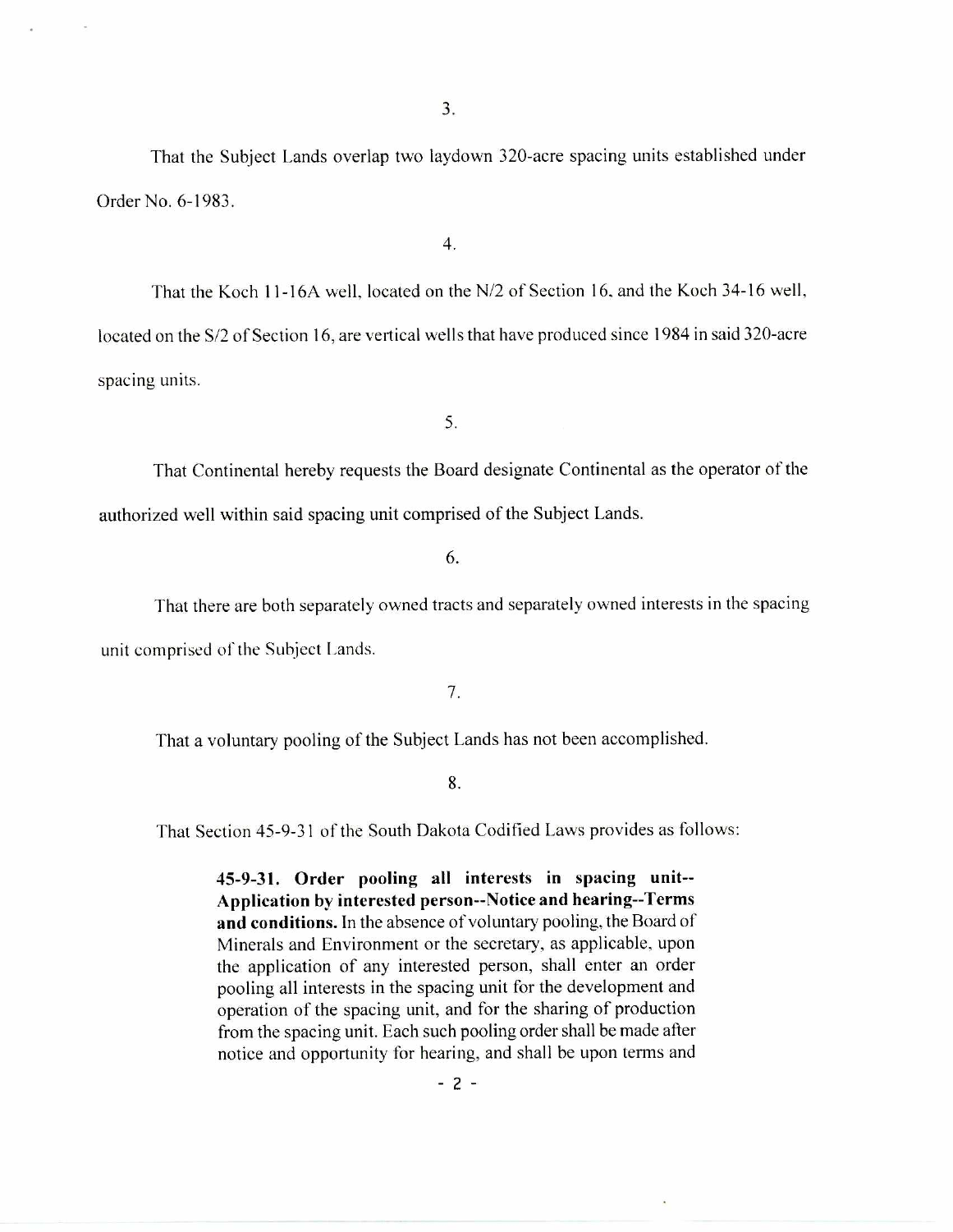3.

That the Subject Lands overlap two laydown 320-acre spacing units established under Order No. 6-1983.

4.

That the Koch 11-16A well, located on the N/2 of Section 16, and the Koch 34-16 well, located on the S/2 of Section 16, are vertical wells that have produced since 1984 in said 320-acre spacing units.

5.

That Continental hereby requests the Board designate Continental as the operator of the authorized well within said spacing unit comprised of the Subject Lands.

6.

That there are both separately owned tracts and separately owned interests in the spacing unit comprised of the Subject Lands.

7.

That a voluntary pooling of the Subject Lands has not been accomplished.

8.

That Section 45-9-31 of the South Dakota Codified Laws provides as follows:

> **45-9-31. Order pooling all interests in spacing unit--Application by interested person--Notice and hearing--Terms and conditions.** In the absence of voluntary pooling, the Board of Minerals and Environment or the secretary, as applicable, upon the application of any interested person, shall enter an order pooling all interests in the spacing unit for the development and operation of the spacing unit, and for the sharing of production from the spacing unit. Each such pooling order shall be made after notice and opportunity for hearing, and shall be upon terms and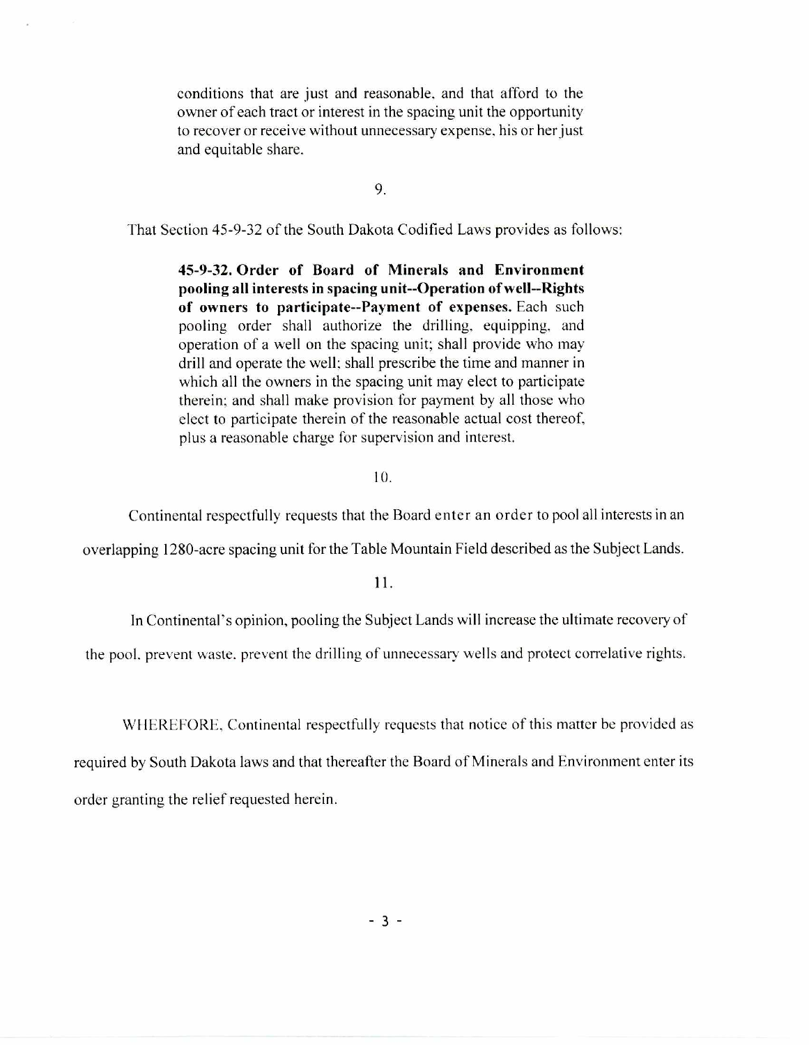conditions that are just and reasonable, and that afford to the owner of each tract or interest in the spacing unit the opportunity to recover or receive without unnecessary expense, his or her just and equitable share.

9.

That Section 45-9-32 of the South Dakota Codified Laws provides as follows:

> **45-9-32. Order of Board of Minerals and Environment pooling all interests in spacing unit--Operation of well--Rights of owners to participate--Payment of expenses.** Each such pooling order shall authorize the drilling, equipping, and operation of a well on the spacing unit; shall provide who may drill and operate the well; shall prescribe the time and manner in which all the owners in the spacing unit may elect to participate therein; and shall make provision for payment by all those who elect to participate therein of the reasonable actual cost thereof, plus a reasonable charge for supervision and interest.

10.

Continental respectfully requests that the Board enter an order to pool all interests in an overlapping 1280-acre spacing unit for the Table Mountain Field described as the Subject Lands.

11.

In Continental's opinion, pooling the Subject Lands will increase the ultimate recovery of the pool, prevent waste, prevent the drilling of unnecessary wells and protect correlative rights.

WHEREFORE, Continental respectfully requests that notice of this matter be provided as required by South Dakota laws and that thereafter the Board of Minerals and Environment enter its order granting the relief requested herein.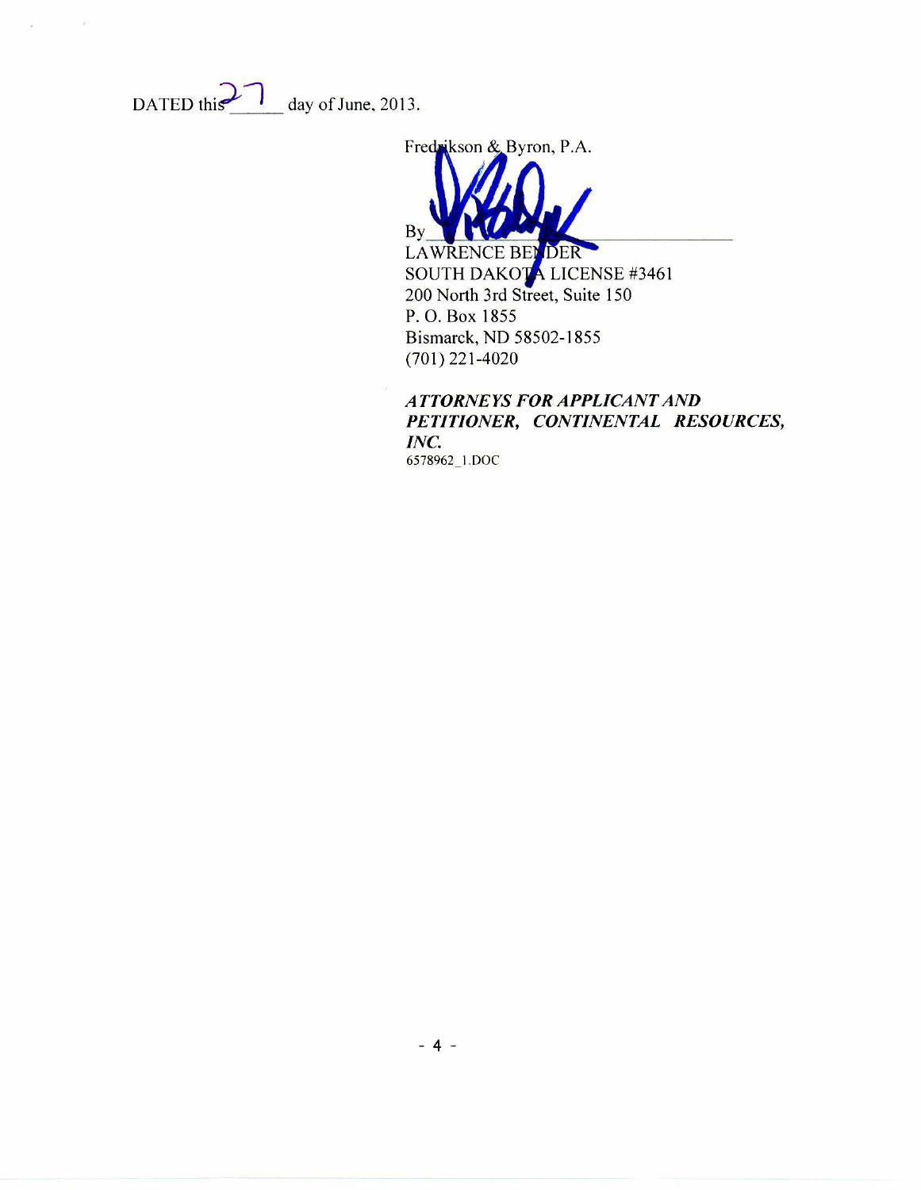DATED this 27 day of June, 2013.

Fredrikson & Byron, P.A.

By______________________________
LAWRENCE BENDER
SOUTH DAKOTA LICENSE #3461
200 North 3rd Street, Suite 150
P. O. Box 1855
Bismarck, ND 58502-1855
(701) 221-4020

***ATTORNEYS FOR APPLICANT AND PETITIONER, CONTINENTAL RESOURCES, INC.***

6578962_1.DOC